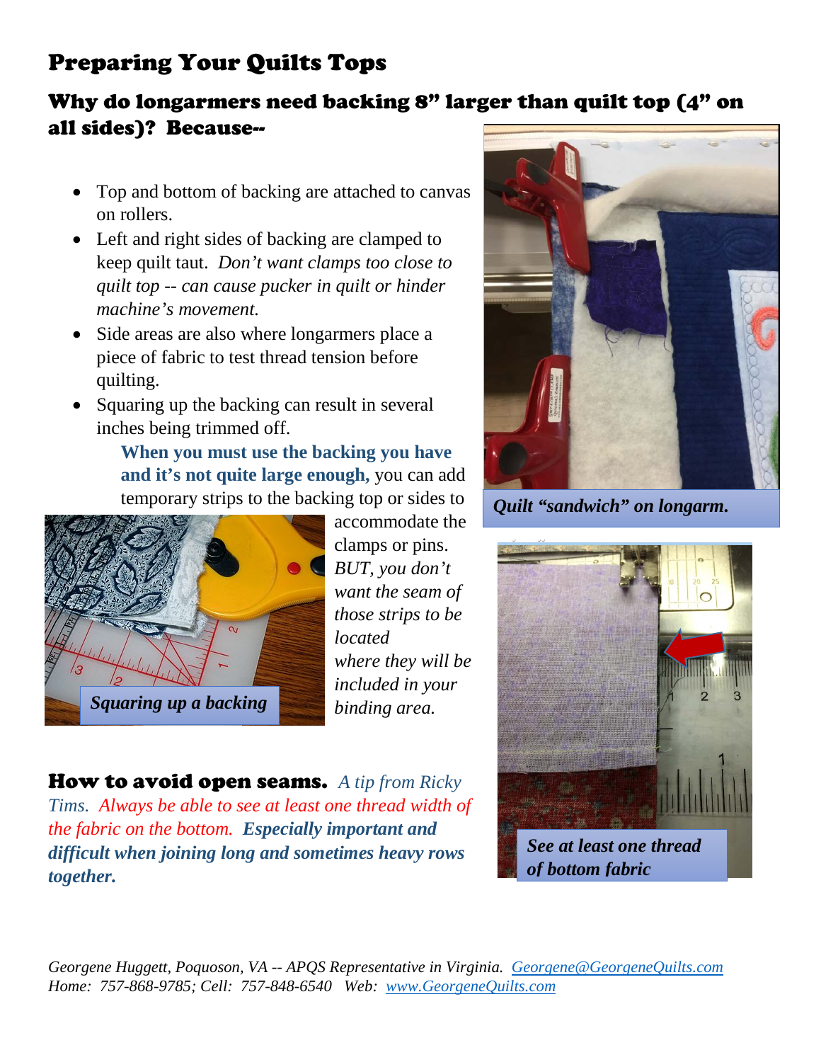# Preparing Your Quilts Tops

## Why do longarmers need backing 8" larger than quilt top (4" on all sides)? Because--

- Top and bottom of backing are attached to canvas on rollers.
- Left and right sides of backing are clamped to keep quilt taut. *Don't want clamps too close to quilt top -- can cause pucker in quilt or hinder machine's movement.*
- Side areas are also where longarmers place a piece of fabric to test thread tension before quilting.
- Squaring up the backing can result in several inches being trimmed off.

**When you must use the backing you have and it's not quite large enough,** you can add temporary strips to the backing top or sides to accommodate the clamps or pins. *BUT, you don't want the seam of those strips to be located where they will be included in your binding area.*

***Squaring up a backing***

***Quilt "sandwich" on longarm.***

***See at least one thread of bottom fabric***

**How to avoid open seams.** *A tip from Ricky Tims. Always be able to see at least one thread width of the fabric on the bottom.* ***Especially important and difficult when joining long and sometimes heavy rows together.***

*Georgene Huggett, Poquoson, VA -- APQS Representative in Virginia. Georgene@GeorgeneQuilts.com*
*Home: 757-868-9785; Cell: 757-848-6540 Web: www.GeorgeneQuilts.com*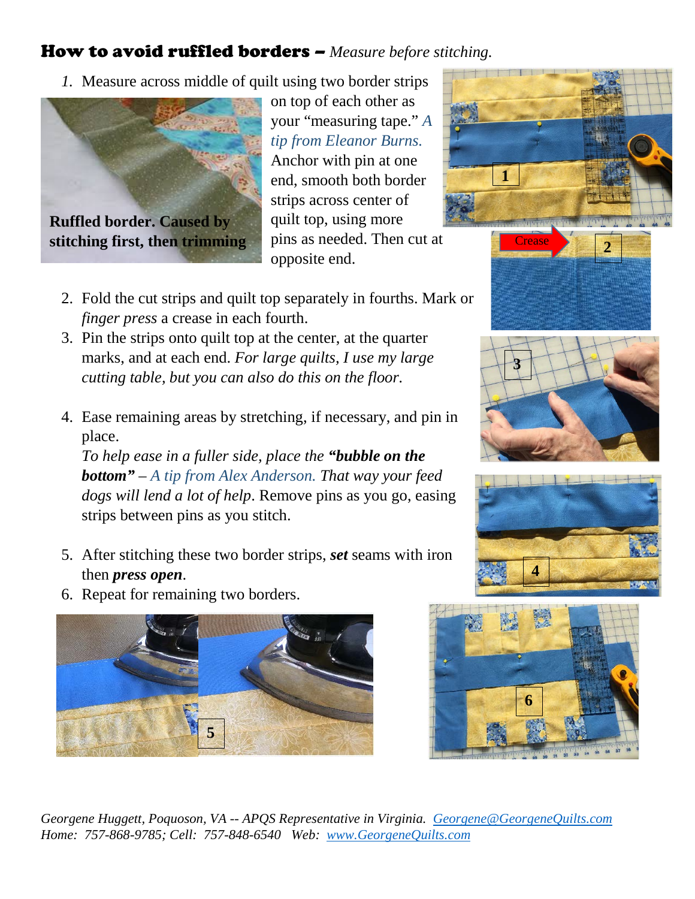## How to avoid ruffled borders – *Measure before stitching.*

1. Measure across middle of quilt using two border strips on top of each other as your "measuring tape." *A tip from Eleanor Burns.* Anchor with pin at one end, smooth both border strips across center of quilt top, using more pins as needed. Then cut at opposite end.

**Ruffled border. Caused by stitching first, then trimming**

2. Fold the cut strips and quilt top separately in fourths. Mark or *finger press* a crease in each fourth.
3. Pin the strips onto quilt top at the center, at the quarter marks, and at each end. *For large quilts, I use my large cutting table, but you can also do this on the floor.*
4. Ease remaining areas by stretching, if necessary, and pin in place.
   *To help ease in a fuller side, place the **"bubble on the bottom"** – A tip from Alex Anderson. That way your feed dogs will lend a lot of help*. Remove pins as you go, easing strips between pins as you stitch.
5. After stitching these two border strips, ***set*** seams with iron then ***press open***.
6. Repeat for remaining two borders.

*Georgene Huggett, Poquoson, VA -- APQS Representative in Virginia. Georgene@GeorgeneQuilts.com*
*Home: 757-868-9785; Cell: 757-848-6540 Web: www.GeorgeneQuilts.com*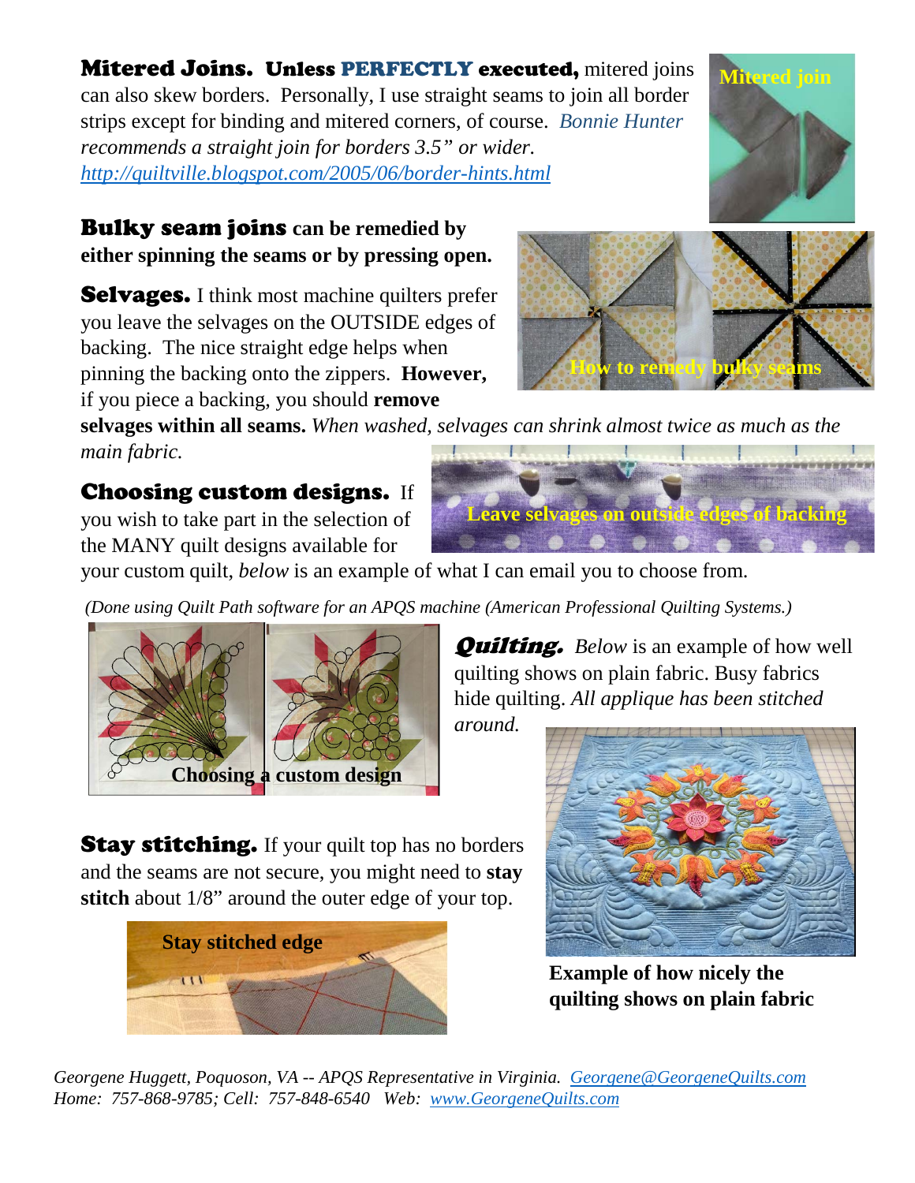**Mitered Joins. Unless PERFECTLY executed,** mitered joins can also skew borders. Personally, I use straight seams to join all border strips except for binding and mitered corners, of course. *Bonnie Hunter recommends a straight join for borders 3.5" or wider. http://quiltville.blogspot.com/2005/06/border-hints.html*

Mitered join

**Bulky seam joins can be remedied by either spinning the seams or by pressing open.**

How to remedy bulky seams

**Selvages.** I think most machine quilters prefer you leave the selvages on the OUTSIDE edges of backing. The nice straight edge helps when pinning the backing onto the zippers. **However,** if you piece a backing, you should **remove selvages within all seams.** *When washed, selvages can shrink almost twice as much as the main fabric.*

Leave selvages on outside edges of backing

**Choosing custom designs.** If you wish to take part in the selection of the MANY quilt designs available for your custom quilt, *below* is an example of what I can email you to choose from.

*(Done using Quilt Path software for an APQS machine (American Professional Quilting Systems.)*

Choosing a custom design

***Quilting.*** *Below* is an example of how well quilting shows on plain fabric. Busy fabrics hide quilting. *All applique has been stitched around.*

**Example of how nicely the quilting shows on plain fabric**

**Stay stitching.** If your quilt top has no borders and the seams are not secure, you might need to **stay stitch** about 1/8" around the outer edge of your top.

Stay stitched edge

*Georgene Huggett, Poquoson, VA -- APQS Representative in Virginia. Georgene@GeorgeneQuilts.com*
*Home: 757-868-9785; Cell: 757-848-6540 Web: www.GeorgeneQuilts.com*